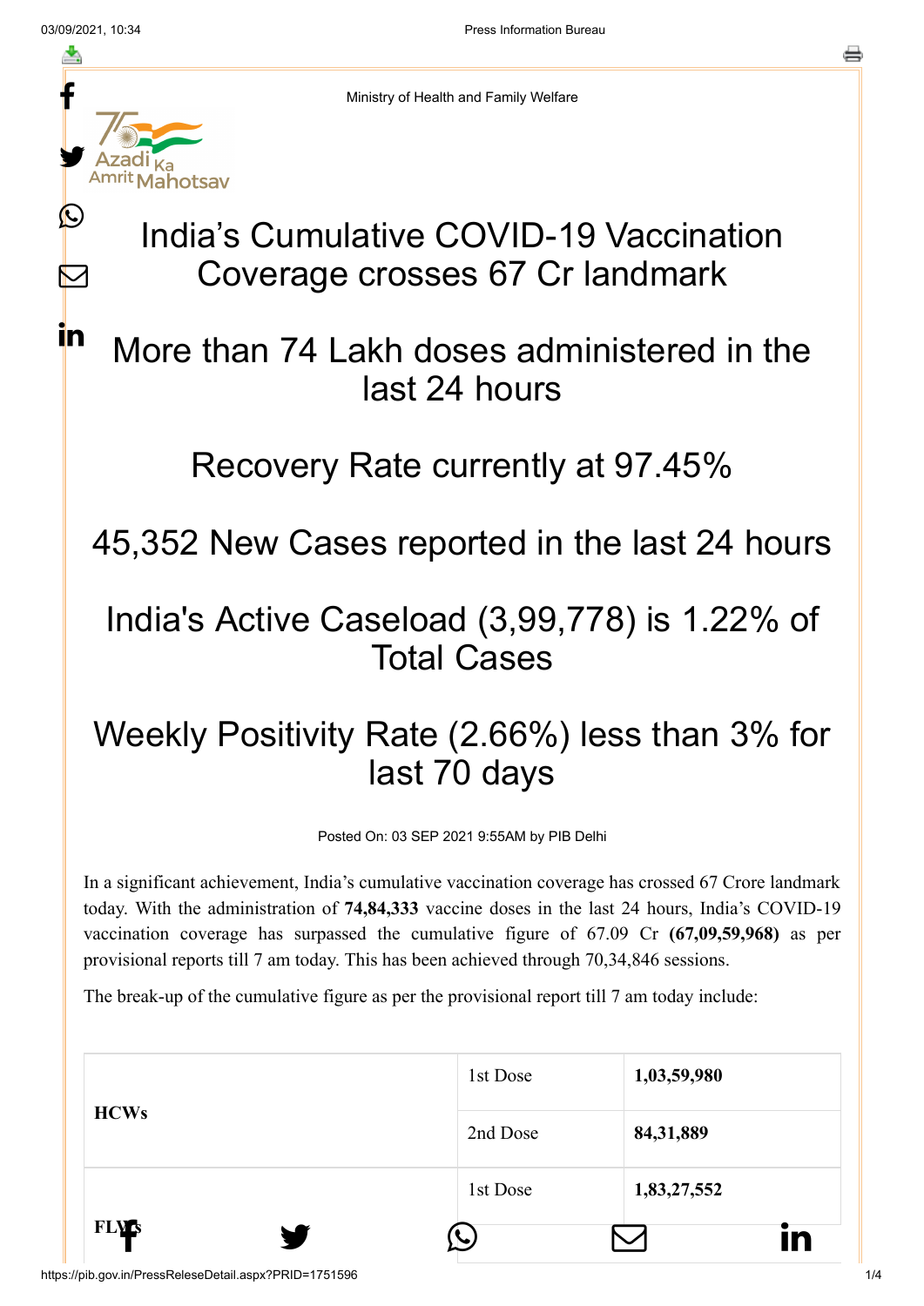Ministry of Health and Family Welfare

# India's Cumulative COVID-19 Vaccination Coverage crosses 67 Cr landmark

## More than 74 Lakh doses administered in the last 24 hours

## Recovery Rate currently at 97.45%

## 45,352 New Cases reported in the last 24 hours

## India's Active Caseload (3,99,778) is 1.22% of Total Cases

## Weekly Positivity Rate (2.66%) less than 3% for last 70 days

Posted On: 03 SEP 2021 9:55AM by PIB Delhi

In a significant achievement, India's cumulative vaccination coverage has crossed 67 Crore landmark today. With the administration of **74,84,333** vaccine doses in the last 24 hours, India's COVID-19 vaccination coverage has surpassed the cumulative figure of 67.09 Cr **(67,09,59,968)** as per provisional reports till 7 am today. This has been achieved through 70,34,846 sessions.

The break-up of the cumulative figure as per the provisional report till 7 am today include:

| | | |
|---|---|---|
| **HCWs** | 1st Dose | **1,03,59,980** |
| | 2nd Dose | **84,31,889** |
| **FLWs** | 1st Dose | **1,83,27,552** |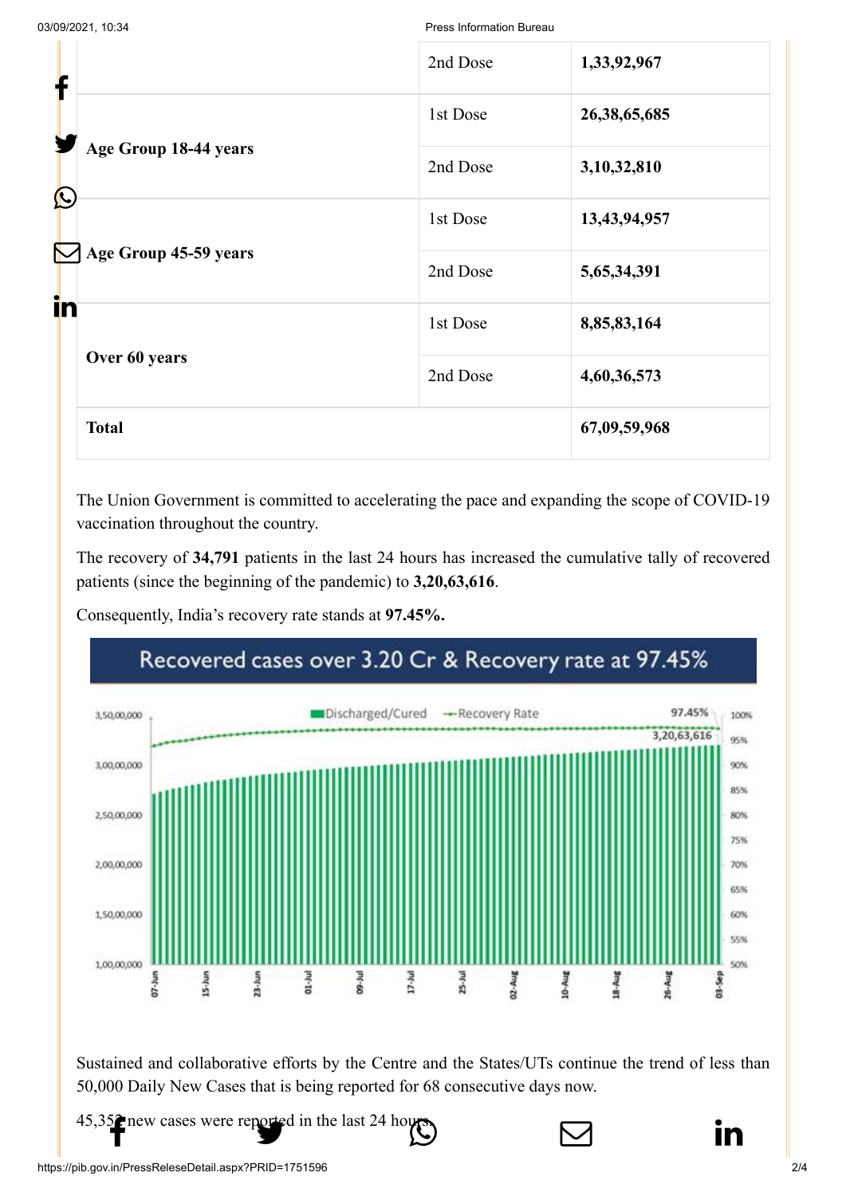|  | 2nd Dose | 1,33,92,967 |
|---|---|---|
| Age Group 18-44 years | 1st Dose | 26,38,65,685 |
|  | 2nd Dose | 3,10,32,810 |
| Age Group 45-59 years | 1st Dose | 13,43,94,957 |
|  | 2nd Dose | 5,65,34,391 |
| Over 60 years | 1st Dose | 8,85,83,164 |
|  | 2nd Dose | 4,60,36,573 |
| **Total** |  | **67,09,59,968** |

The Union Government is committed to accelerating the pace and expanding the scope of COVID-19 vaccination throughout the country.

The recovery of **34,791** patients in the last 24 hours has increased the cumulative tally of recovered patients (since the beginning of the pandemic) to **3,20,63,616**.

Consequently, India's recovery rate stands at **97.45%.**

Sustained and collaborative efforts by the Centre and the States/UTs continue the trend of less than 50,000 Daily New Cases that is being reported for 68 consecutive days now.

45,352 new cases were reported in the last 24 hours.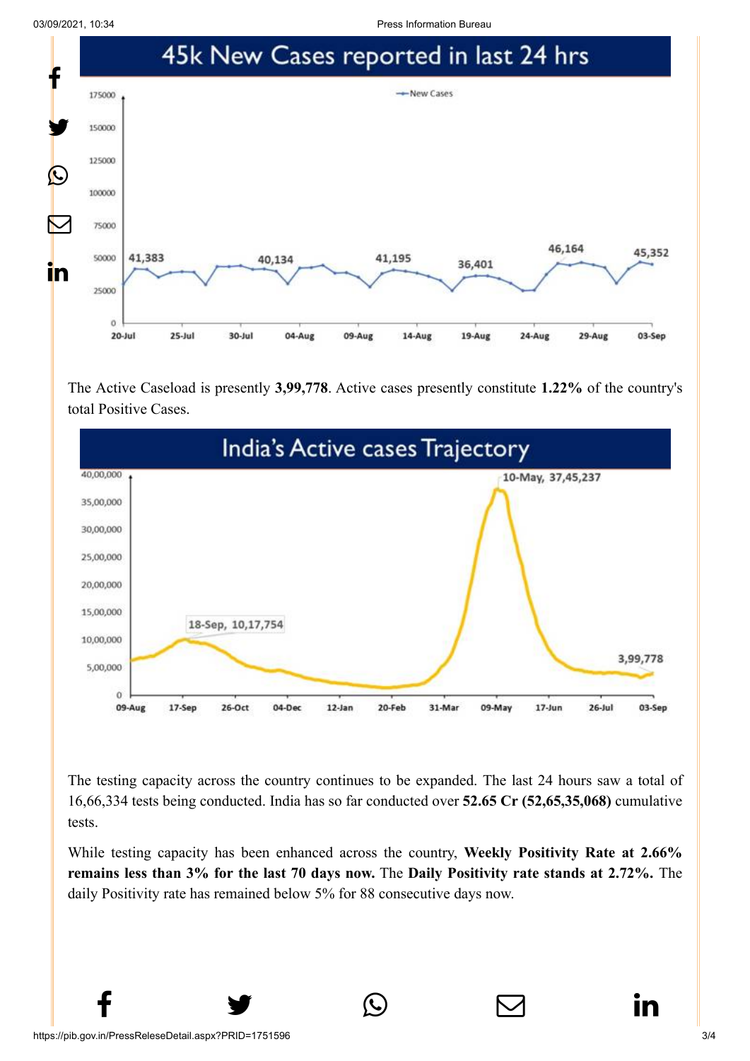## 45k New Cases reported in last 24 hrs

The Active Caseload is presently **3,99,778**. Active cases presently constitute **1.22%** of the country's total Positive Cases.

## India's Active cases Trajectory

The testing capacity across the country continues to be expanded. The last 24 hours saw a total of 16,66,334 tests being conducted. India has so far conducted over **52.65 Cr (52,65,35,068)** cumulative tests.

While testing capacity has been enhanced across the country, **Weekly Positivity Rate at 2.66% remains less than 3% for the last 70 days now.** The **Daily Positivity rate stands at 2.72%.** The daily Positivity rate has remained below 5% for 88 consecutive days now.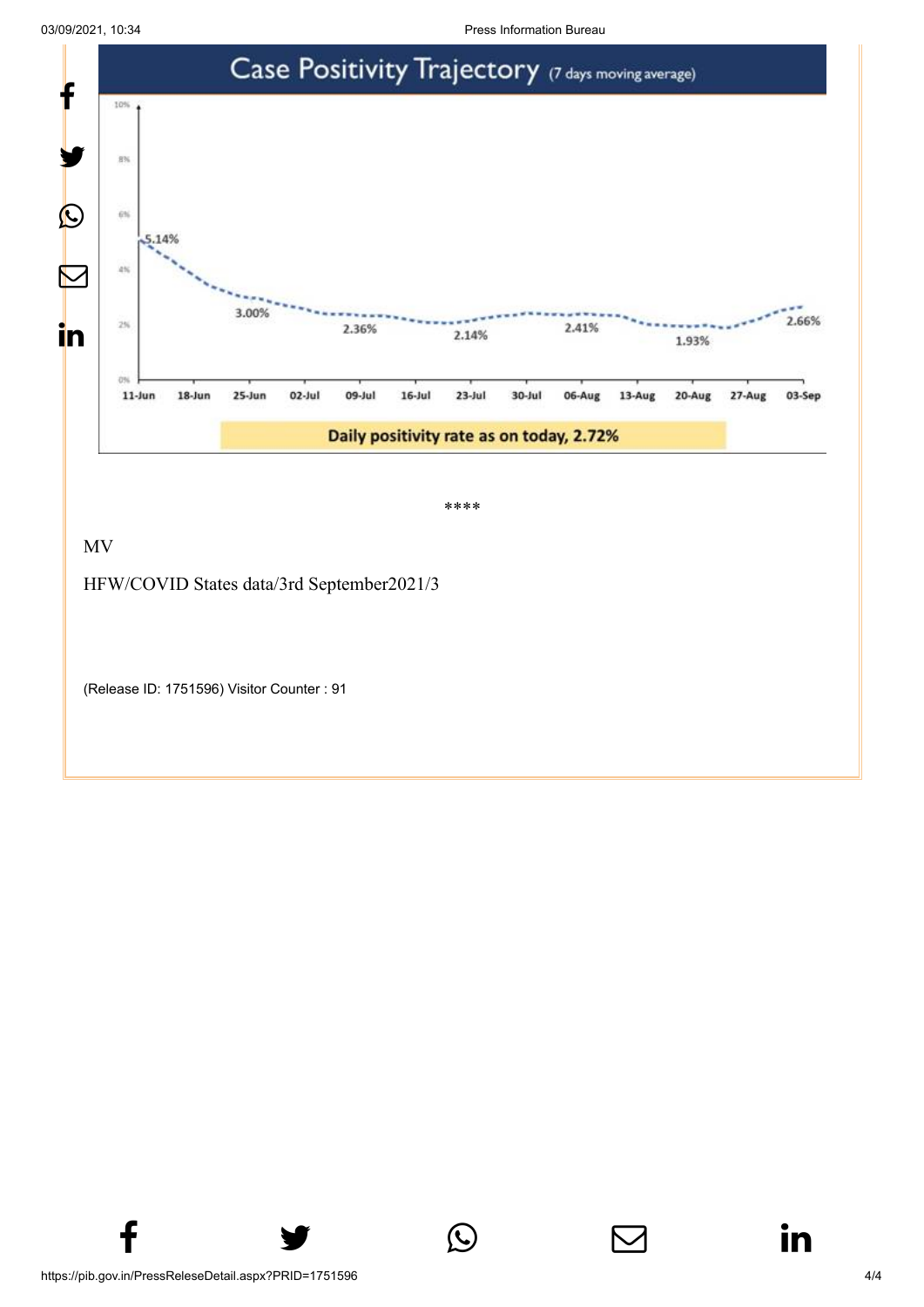Case Positivity Trajectory (7 days moving average)

10%

8%

6%

4%

2%

0%

5.14%

3.00%

2.36%

2.14%

2.41%

1.93%

2.66%

11-Jun 18-Jun 25-Jun 02-Jul 09-Jul 16-Jul 23-Jul 30-Jul 06-Aug 13-Aug 20-Aug 27-Aug 03-Sep

Daily positivity rate as on today, 2.72%

****

MV

HFW/COVID States data/3rd September2021/3

(Release ID: 1751596) Visitor Counter : 91